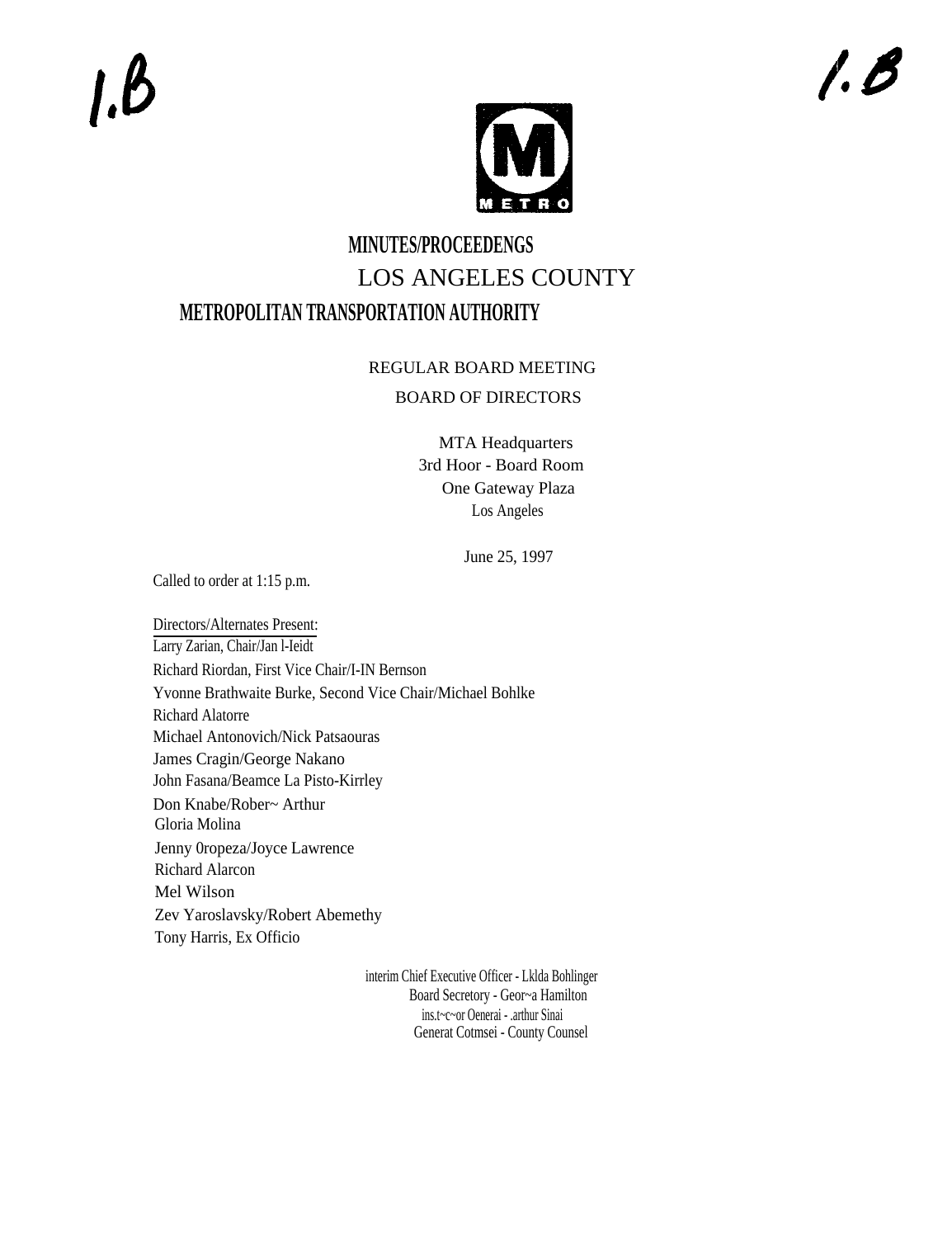1.B

1.B

METRO

# MINUTES/PROCEEDENGS
# LOS ANGELES COUNTY
# METROPOLITAN TRANSPORTATION AUTHORITY

REGULAR BOARD MEETING

BOARD OF DIRECTORS

MTA Headquarters
3rd Hoor - Board Room
One Gateway Plaza
Los Angeles

June 25, 1997

Called to order at 1:15 p.m.

Directors/Alternates Present:

Larry Zarian, Chair/Jan l-Ieidt
Richard Riordan, First Vice Chair/I-IN Bernson
Yvonne Brathwaite Burke, Second Vice Chair/Michael Bohlke
Richard Alatorre
Michael Antonovich/Nick Patsaouras
James Cragin/George Nakano
John Fasana/Beamce La Pisto-Kirrley
Don Knabe/Rober~ Arthur
Gloria Molina
Jenny 0ropeza/Joyce Lawrence
Richard Alarcon
Mel Wilson
Zev Yaroslavsky/Robert Abemethy
Tony Harris, Ex Officio

interim Chief Executive Officer - Lklda Bohlinger
Board Secretory - Geor~a Hamilton
ins.t~c~or Oenerai - .arthur Sinai
Generat Cotmsei - County Counsel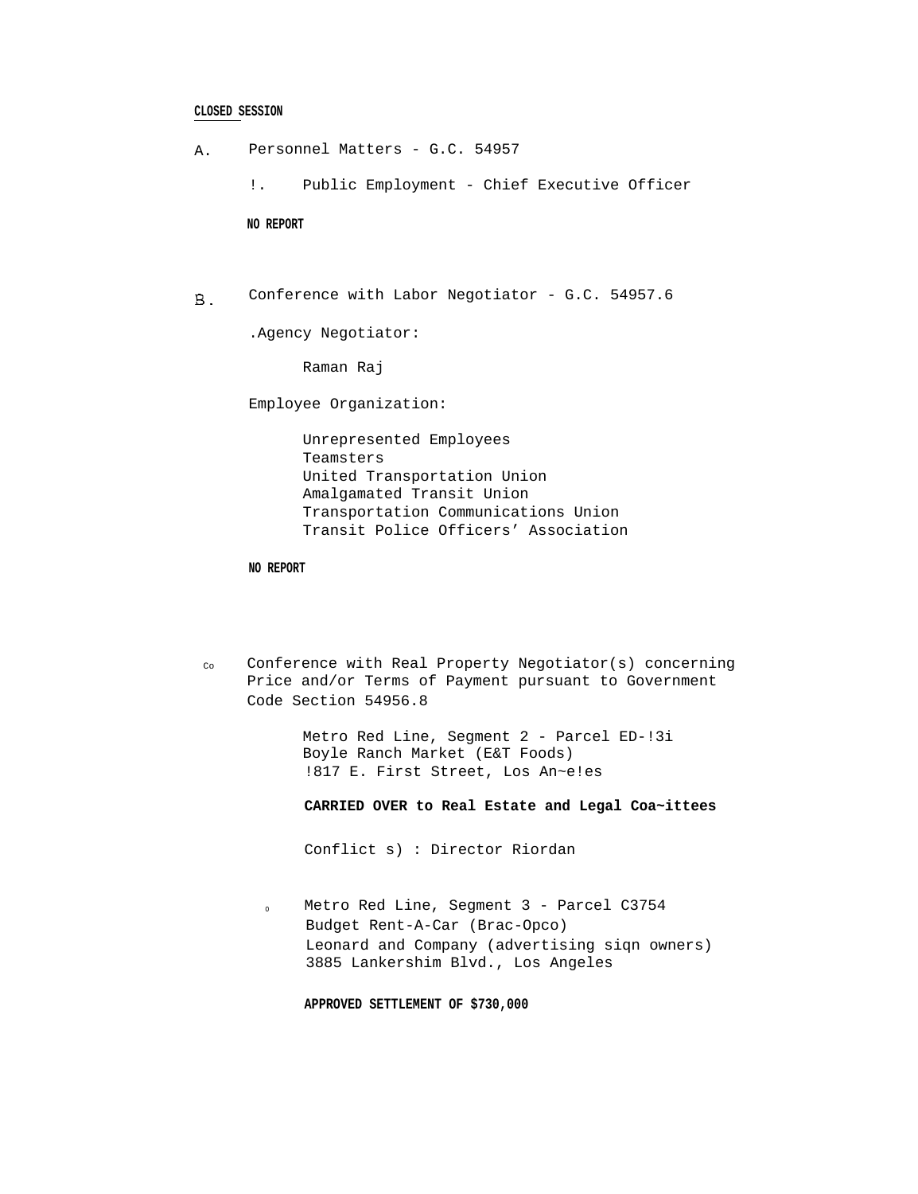**CLOSED SESSION**

A. Personnel Matters - G.C. 54957

!. Public Employment - Chief Executive Officer

**NO REPORT**

B. Conference with Labor Negotiator - G.C. 54957.6

.Agency Negotiator:

Raman Raj

Employee Organization:

Unrepresented Employees
Teamsters
United Transportation Union
Amalgamated Transit Union
Transportation Communications Union
Transit Police Officers' Association

**NO REPORT**

Co Conference with Real Property Negotiator(s) concerning Price and/or Terms of Payment pursuant to Government Code Section 54956.8

Metro Red Line, Segment 2 - Parcel ED-!3i
Boyle Ranch Market (E&T Foods)
!817 E. First Street, Los An~e!es

**CARRIED OVER to Real Estate and Legal Coa~ittees**

Conflict s) : Director Riordan

o Metro Red Line, Segment 3 - Parcel C3754
Budget Rent-A-Car (Brac-Opco)
Leonard and Company (advertising siqn owners)
3885 Lankershim Blvd., Los Angeles

**APPROVED SETTLEMENT OF $730,000**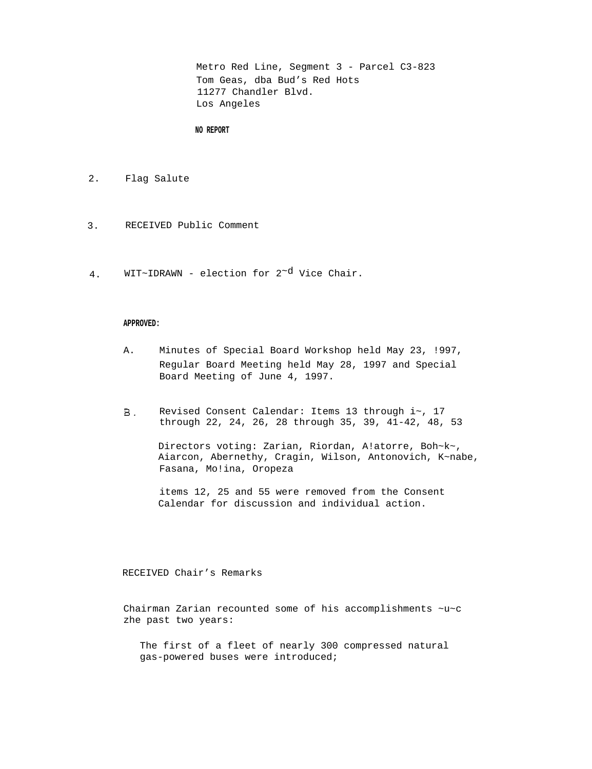Metro Red Line, Segment 3 - Parcel C3-823
Tom Geas, dba Bud's Red Hots
11277 Chandler Blvd.
Los Angeles

**NO REPORT**

2. Flag Salute

3. RECEIVED Public Comment

4. WIT~IDRAWN - election for 2~d Vice Chair.

**APPROVED:**

A. Minutes of Special Board Workshop held May 23, !997, Regular Board Meeting held May 28, 1997 and Special Board Meeting of June 4, 1997.

B. Revised Consent Calendar: Items 13 through i~, 17 through 22, 24, 26, 28 through 35, 39, 41-42, 48, 53

Directors voting: Zarian, Riordan, A!atorre, Boh~k~, Aiarcon, Abernethy, Cragin, Wilson, Antonovich, K~nabe, Fasana, Mo!ina, Oropeza

items 12, 25 and 55 were removed from the Consent Calendar for discussion and individual action.

RECEIVED Chair's Remarks

Chairman Zarian recounted some of his accomplishments ~u~c zhe past two years:

The first of a fleet of nearly 300 compressed natural gas-powered buses were introduced;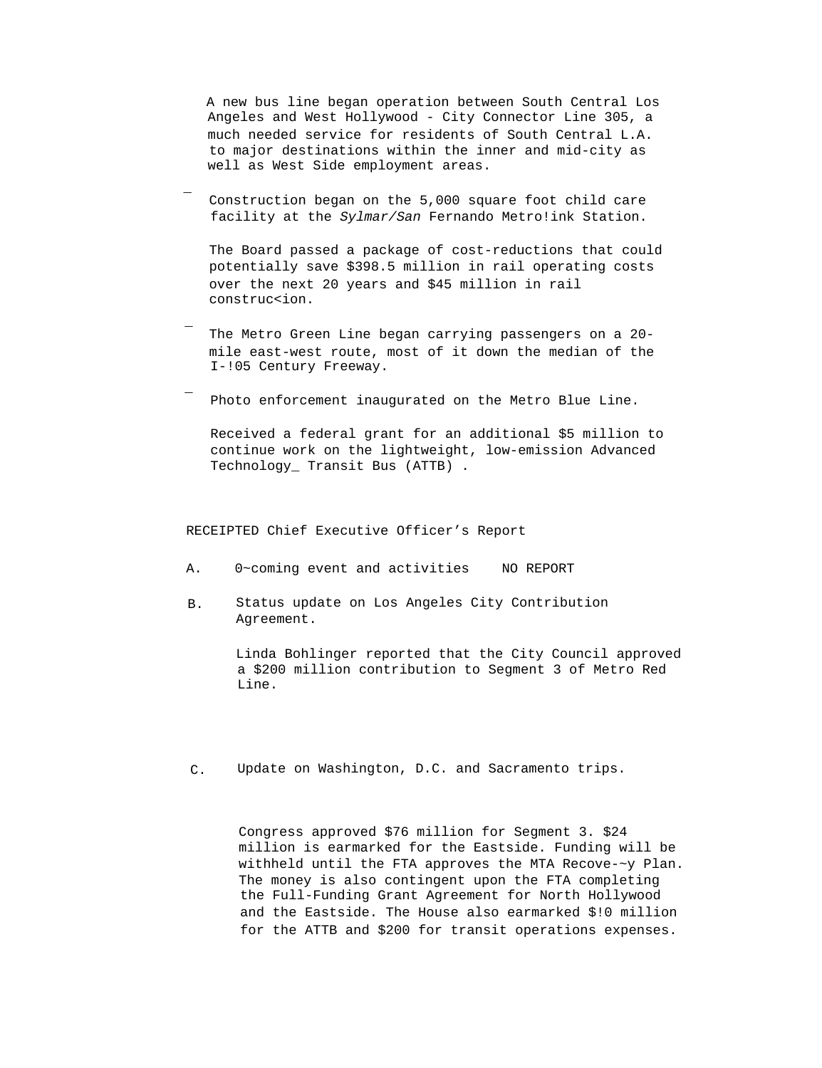A new bus line began operation between South Central Los Angeles and West Hollywood - City Connector Line 305, a much needed service for residents of South Central L.A. to major destinations within the inner and mid-city as well as West Side employment areas.

Construction began on the 5,000 square foot child care facility at the *Sylmar/San* Fernando Metro!ink Station.

The Board passed a package of cost-reductions that could potentially save $398.5 million in rail operating costs over the next 20 years and $45 million in rail construc<ion.

The Metro Green Line began carrying passengers on a 20-mile east-west route, most of it down the median of the I-!05 Century Freeway.

Photo enforcement inaugurated on the Metro Blue Line.

Received a federal grant for an additional $5 million to continue work on the lightweight, low-emission Advanced Technology_ Transit Bus (ATTB) .

RECEIPTED Chief Executive Officer's Report

A. 0~coming event and activities NO REPORT

B. Status update on Los Angeles City Contribution Agreement.

Linda Bohlinger reported that the City Council approved a $200 million contribution to Segment 3 of Metro Red Line.

C. Update on Washington, D.C. and Sacramento trips.

Congress approved $76 million for Segment 3. $24 million is earmarked for the Eastside. Funding will be withheld until the FTA approves the MTA Recove-~y Plan. The money is also contingent upon the FTA completing the Full-Funding Grant Agreement for North Hollywood and the Eastside. The House also earmarked $!0 million for the ATTB and $200 for transit operations expenses.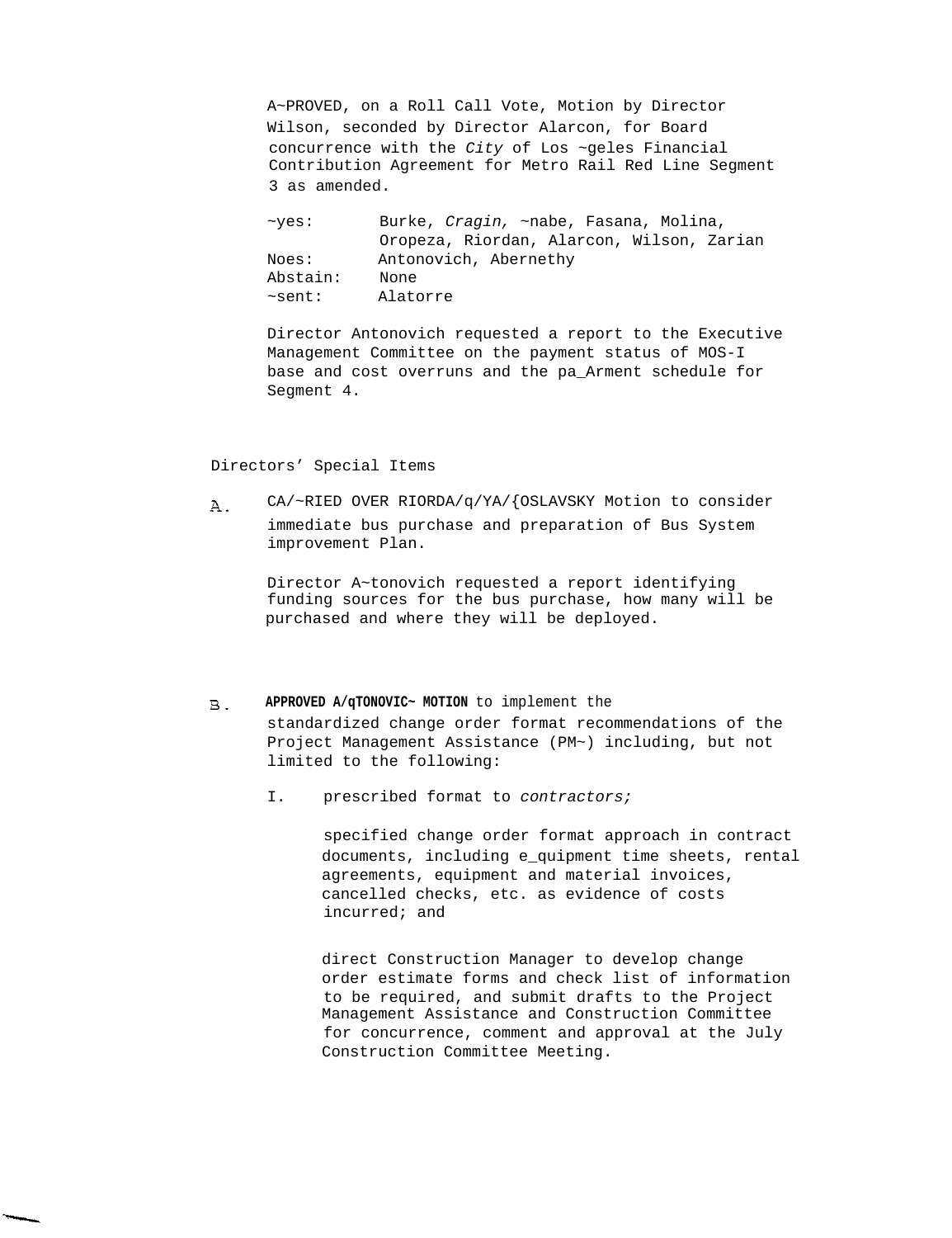A~PROVED, on a Roll Call Vote, Motion by Director Wilson, seconded by Director Alarcon, for Board concurrence with the *City* of Los ~geles Financial Contribution Agreement for Metro Rail Red Line Segment 3 as amended.

| | |
|---|---|
| ~yes: | Burke, *Cragin,* ~nabe, Fasana, Molina, Oropeza, Riordan, Alarcon, Wilson, Zarian |
| Noes: | Antonovich, Abernethy |
| Abstain: | None |
| ~sent: | Alatorre |

Director Antonovich requested a report to the Executive Management Committee on the payment status of MOS-I base and cost overruns and the pa_Arment schedule for Segment 4.

Directors' Special Items

A. CA/~RIED OVER RIORDA/q/YA/{OSLAVSKY Motion to consider immediate bus purchase and preparation of Bus System improvement Plan.

Director A~tonovich requested a report identifying funding sources for the bus purchase, how many will be purchased and where they will be deployed.

B. **APPROVED A/qTONOVIC~ MOTION** to implement the standardized change order format recommendations of the Project Management Assistance (PM~) including, but not limited to the following:

I. prescribed format to *contractors;*

specified change order format approach in contract documents, including e_quipment time sheets, rental agreements, equipment and material invoices, cancelled checks, etc. as evidence of costs incurred; and

direct Construction Manager to develop change order estimate forms and check list of information to be required, and submit drafts to the Project Management Assistance and Construction Committee for concurrence, comment and approval at the July Construction Committee Meeting.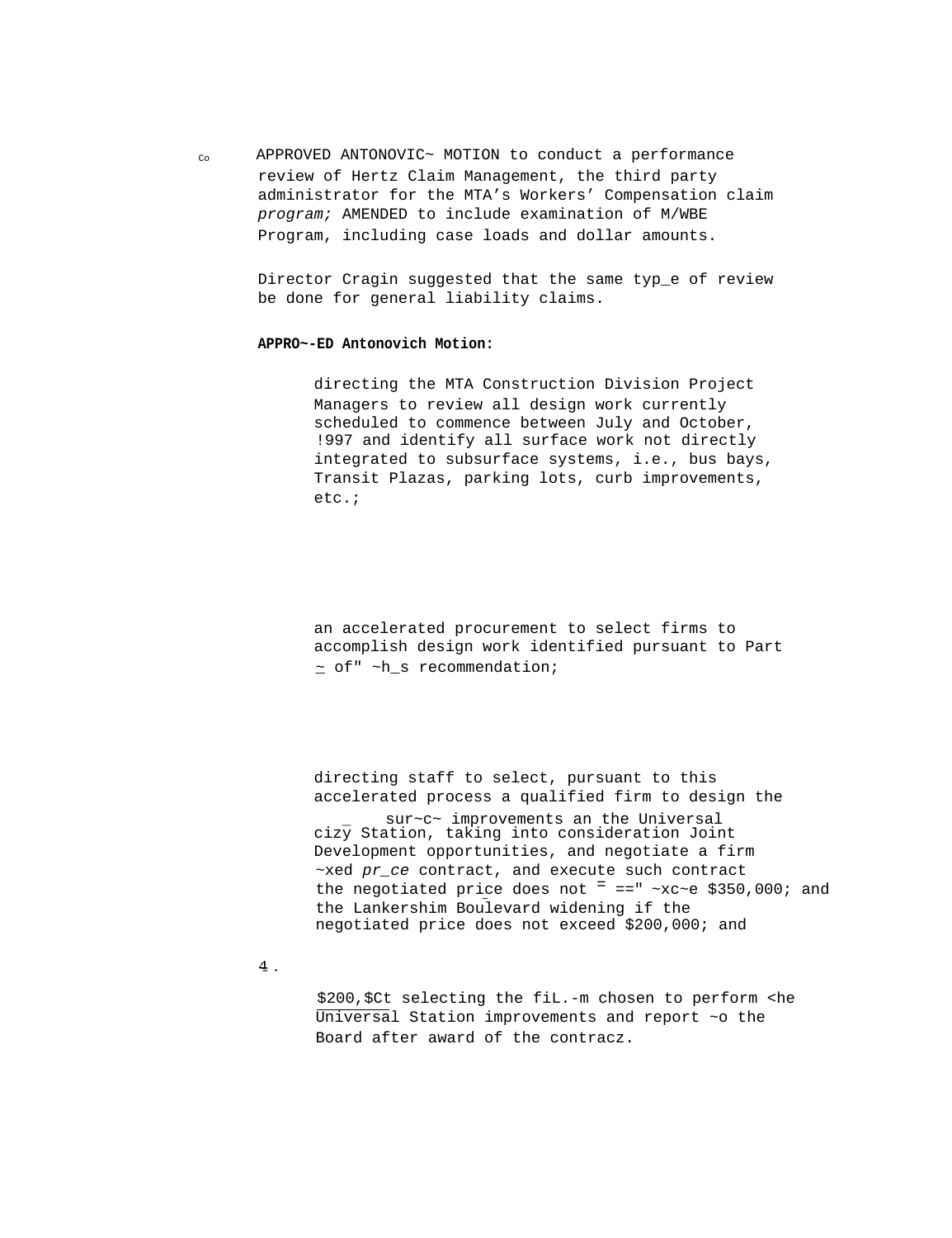Co APPROVED ANTONOVIC~ MOTION to conduct a performance review of Hertz Claim Management, the third party administrator for the MTA's Workers' Compensation claim *program;* AMENDED to include examination of M/WBE Program, including case loads and dollar amounts.

Director Cragin suggested that the same typ_e of review be done for general liability claims.

**APPRO~-ED Antonovich Motion:**

directing the MTA Construction Division Project Managers to review all design work currently scheduled to commence between July and October, !997 and identify all surface work not directly integrated to subsurface systems, i.e., bus bays, Transit Plazas, parking lots, curb improvements, etc.;

an accelerated procurement to select firms to accomplish design work identified pursuant to Part ~ of" ~h_s recommendation;

directing staff to select, pursuant to this accelerated process a qualified firm to design the _ sur~c~ improvements an the Universal cizy Station, taking into consideration Joint Development opportunities, and negotiate a firm ~xed *pr_ce* contract, and execute such contract the negotiated price does not = ==" ~xc~e $350,000; and the Lankershim Boulevard widening if the negotiated price does not exceed $200,000; and

4 .

$200,$Ct selecting the fiL.-m chosen to perform <he Universal Station improvements and report ~o the Board after award of the contracz.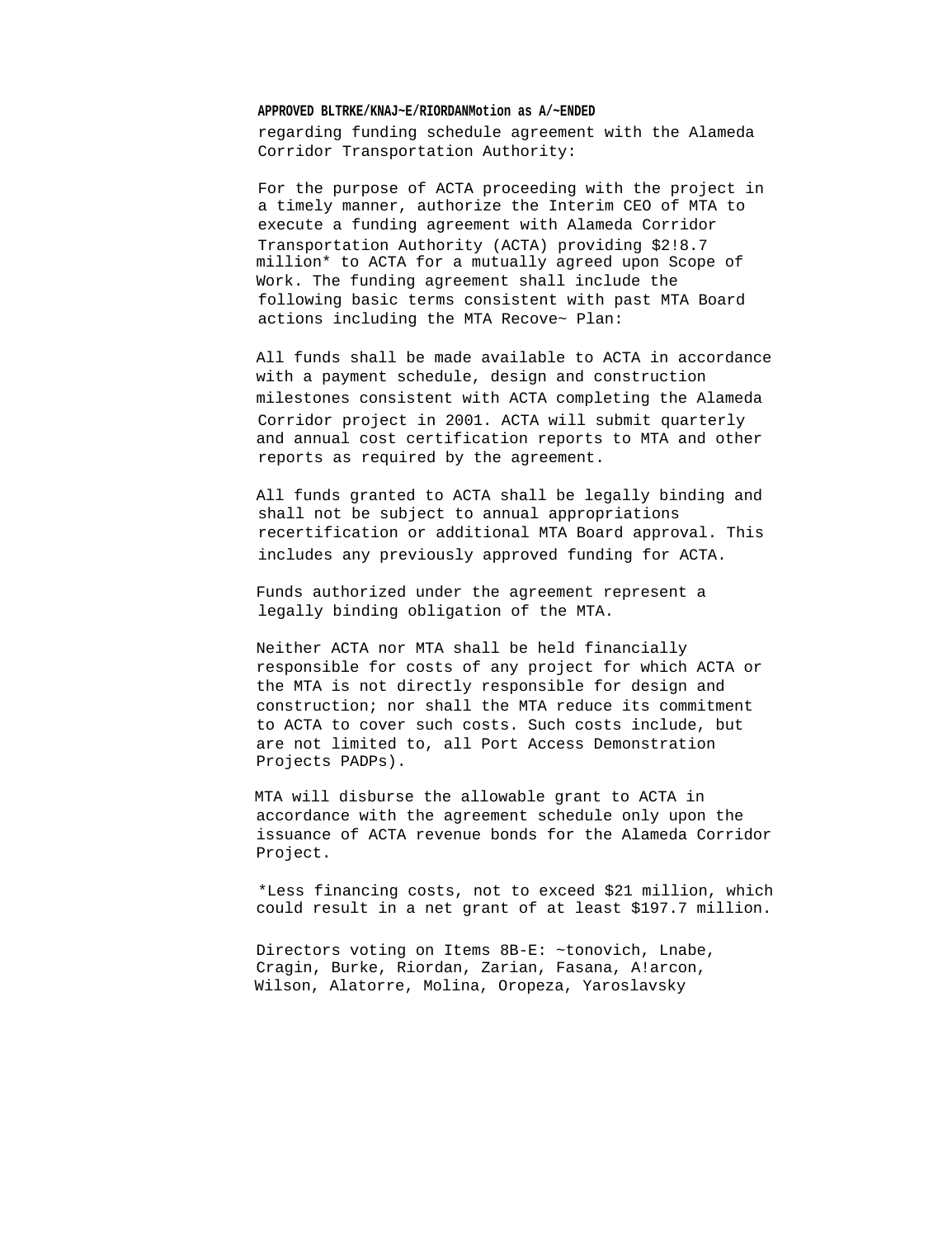**APPROVED BLTRKE/KNAJ~E/RIORDANMotion as A/~ENDED** regarding funding schedule agreement with the Alameda Corridor Transportation Authority:

For the purpose of ACTA proceeding with the project in a timely manner, authorize the Interim CEO of MTA to execute a funding agreement with Alameda Corridor Transportation Authority (ACTA) providing $2!8.7 million* to ACTA for a mutually agreed upon Scope of Work. The funding agreement shall include the following basic terms consistent with past MTA Board actions including the MTA Recove~ Plan:

All funds shall be made available to ACTA in accordance with a payment schedule, design and construction milestones consistent with ACTA completing the Alameda Corridor project in 2001. ACTA will submit quarterly and annual cost certification reports to MTA and other reports as required by the agreement.

All funds granted to ACTA shall be legally binding and shall not be subject to annual appropriations recertification or additional MTA Board approval. This includes any previously approved funding for ACTA.

Funds authorized under the agreement represent a legally binding obligation of the MTA.

Neither ACTA nor MTA shall be held financially responsible for costs of any project for which ACTA or the MTA is not directly responsible for design and construction; nor shall the MTA reduce its commitment to ACTA to cover such costs. Such costs include, but are not limited to, all Port Access Demonstration Projects PADPs).

MTA will disburse the allowable grant to ACTA in accordance with the agreement schedule only upon the issuance of ACTA revenue bonds for the Alameda Corridor Project.

*Less financing costs, not to exceed $21 million, which could result in a net grant of at least $197.7 million.

Directors voting on Items 8B-E: ~tonovich, Lnabe, Cragin, Burke, Riordan, Zarian, Fasana, A!arcon, Wilson, Alatorre, Molina, Oropeza, Yaroslavsky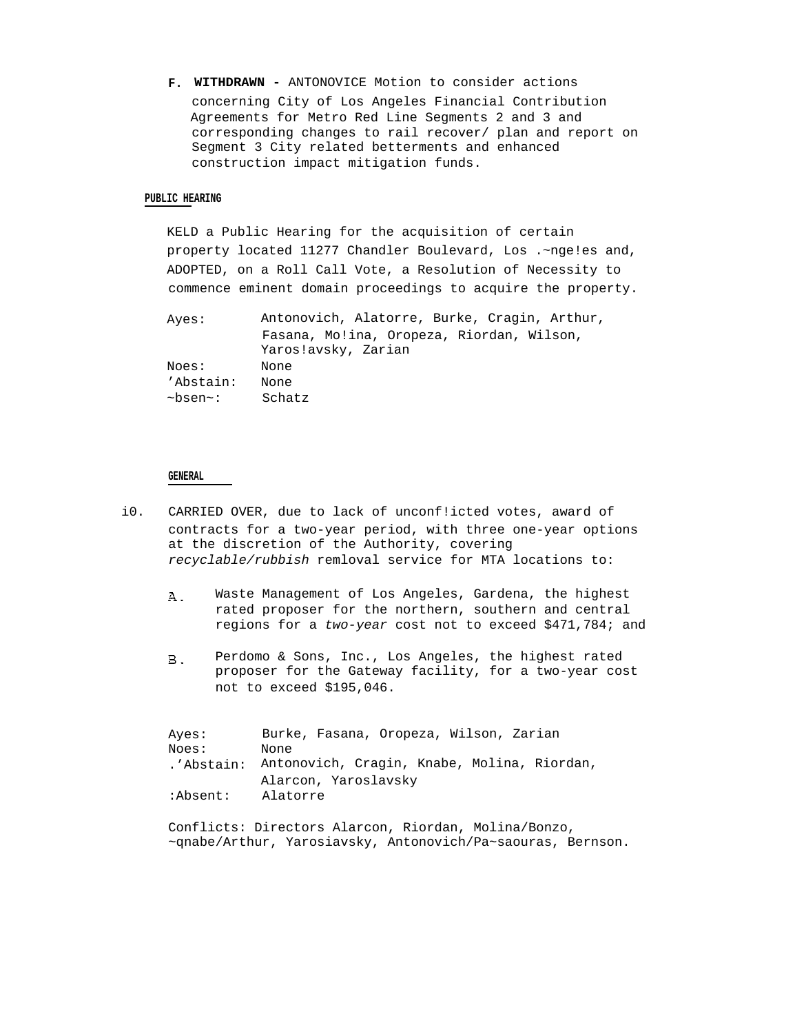**F. WITHDRAWN -** ANTONOVICE Motion to consider actions concerning City of Los Angeles Financial Contribution Agreements for Metro Red Line Segments 2 and 3 and corresponding changes to rail recover/ plan and report on Segment 3 City related betterments and enhanced construction impact mitigation funds.

**PUBLIC HEARING**

KELD a Public Hearing for the acquisition of certain property located 11277 Chandler Boulevard, Los .~nge!es and, ADOPTED, on a Roll Call Vote, a Resolution of Necessity to commence eminent domain proceedings to acquire the property.

| | |
|---|---|
| Ayes: | Antonovich, Alatorre, Burke, Cragin, Arthur, Fasana, Mo!ina, Oropeza, Riordan, Wilson, Yaros!avsky, Zarian |
| Noes: | None |
| 'Abstain: | None |
| ~bsen~: | Schatz |

**GENERAL**

i0. CARRIED OVER, due to lack of unconf!icted votes, award of contracts for a two-year period, with three one-year options at the discretion of the Authority, covering *recyclable/rubbish* remloval service for MTA locations to:

A. Waste Management of Los Angeles, Gardena, the highest rated proposer for the northern, southern and central regions for a *two-year* cost not to exceed $471,784; and

B. Perdomo & Sons, Inc., Los Angeles, the highest rated proposer for the Gateway facility, for a two-year cost not to exceed $195,046.

| | |
|---|---|
| Ayes: | Burke, Fasana, Oropeza, Wilson, Zarian |
| Noes: | None |
| .'Abstain: | Antonovich, Cragin, Knabe, Molina, Riordan, Alarcon, Yaroslavsky |
| :Absent: | Alatorre |

Conflicts: Directors Alarcon, Riordan, Molina/Bonzo, ~qnabe/Arthur, Yarosiavsky, Antonovich/Pa~saouras, Bernson.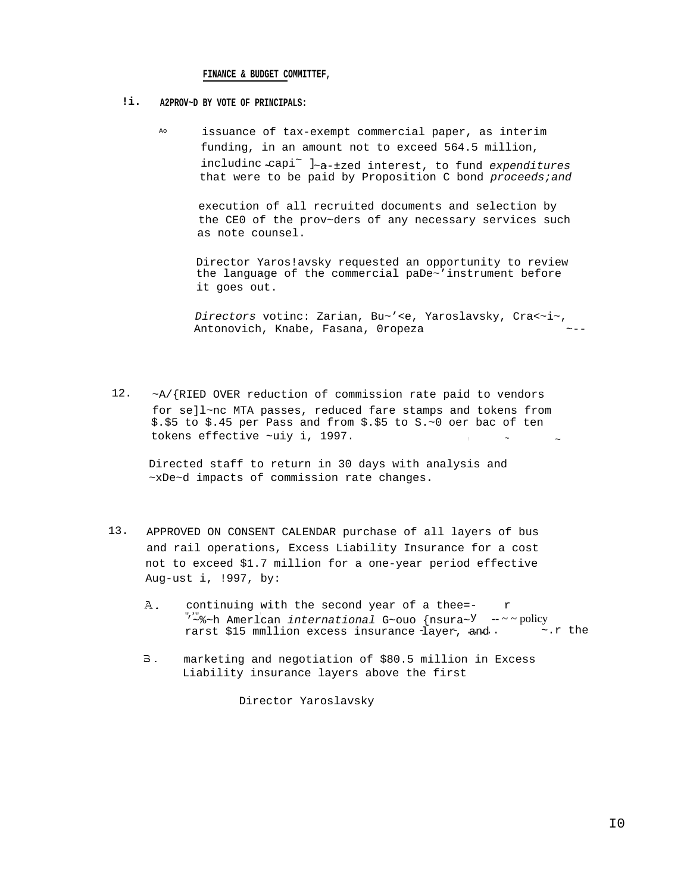**FINANCE & BUDGET COMMITTEF,**

!i. **A2PROV~D BY VOTE OF PRINCIPALS:**

Ao issuance of tax-exempt commercial paper, as interim funding, in an amount not to exceed 564.5 million, includinc capi~ ]~a-±zed interest, to fund *expenditures* that were to be paid by Proposition C bond *proceeds;and*

execution of all recruited documents and selection by the CE0 of the prov~ders of any necessary services such as note counsel.

Director Yaros!avsky requested an opportunity to review the language of the commercial paDe~'instrument before it goes out.

*Directors* votinc: Zarian, Bu~'<e, Yaroslavsky, Cra<~i~, Antonovich, Knabe, Fasana, 0ropeza ~--

12. ~A/{RIED OVER reduction of commission rate paid to vendors for se]l~nc MTA passes, reduced fare stamps and tokens from $.$5 to $.45 per Pass and from $.$5 to S.~0 oer bac of ten tokens effective ~uiy i, 1997.

Directed staff to return in 30 days with analysis and ~xDe~d impacts of commission rate changes.

13. APPROVED ON CONSENT CALENDAR purchase of all layers of bus and rail operations, Excess Liability Insurance for a cost not to exceed $1.7 million for a one-year period effective Aug-ust i, !997, by:

A. continuing with the second year of a thee=- r '~%~h Amerlcan *international* G~ouo {nsura~y -- ~ ~ policy rarst $15 mmllion excess insurance layer, and ~.r the

B. marketing and negotiation of $80.5 million in Excess Liability insurance layers above the first

Director Yaroslavsky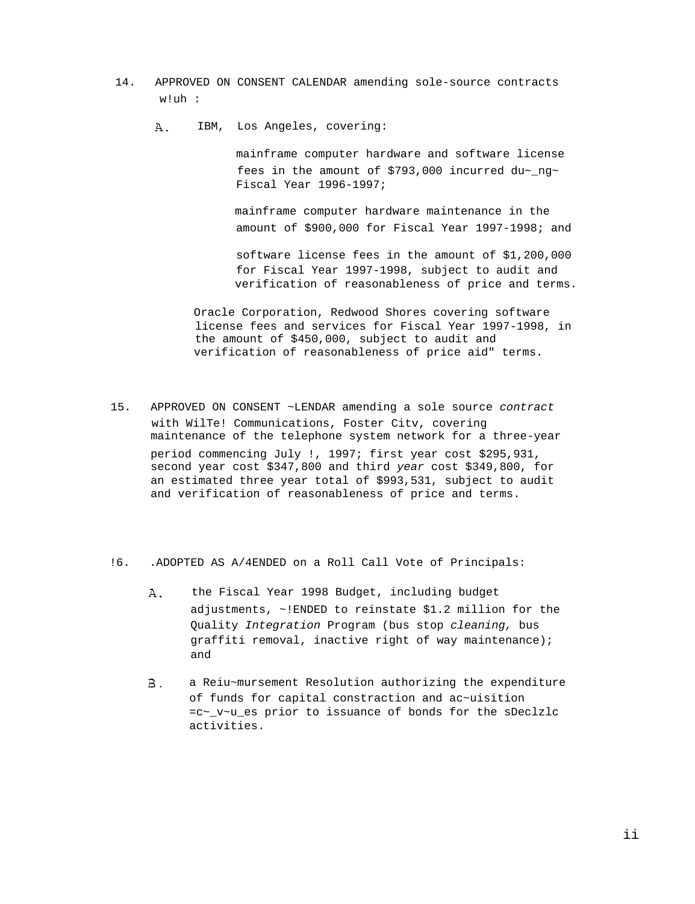14. APPROVED ON CONSENT CALENDAR amending sole-source contracts w!uh :

   A. IBM, Los Angeles, covering:

      mainframe computer hardware and software license fees in the amount of $793,000 incurred du~_ng~ Fiscal Year 1996-1997;

      mainframe computer hardware maintenance in the amount of $900,000 for Fiscal Year 1997-1998; and

      software license fees in the amount of $1,200,000 for Fiscal Year 1997-1998, subject to audit and verification of reasonableness of price and terms.

   Oracle Corporation, Redwood Shores covering software license fees and services for Fiscal Year 1997-1998, in the amount of $450,000, subject to audit and verification of reasonableness of price aid" terms.

15. APPROVED ON CONSENT ~LENDAR amending a sole source *contract* with WilTe! Communications, Foster Citv, covering maintenance of the telephone system network for a three-year period commencing July !, 1997; first year cost $295,931, second year cost $347,800 and third *year* cost $349,800, for an estimated three year total of $993,531, subject to audit and verification of reasonableness of price and terms.

!6. .ADOPTED AS A/4ENDED on a Roll Call Vote of Principals:

   A. the Fiscal Year 1998 Budget, including budget adjustments, ~!ENDED to reinstate $1.2 million for the Quality *Integration* Program (bus stop *cleaning,* bus graffiti removal, inactive right of way maintenance); and

   B. a Reiu~mursement Resolution authorizing the expenditure of funds for capital constraction and ac~uisition =c~_v~u_es prior to issuance of bonds for the sDeclzlc activities.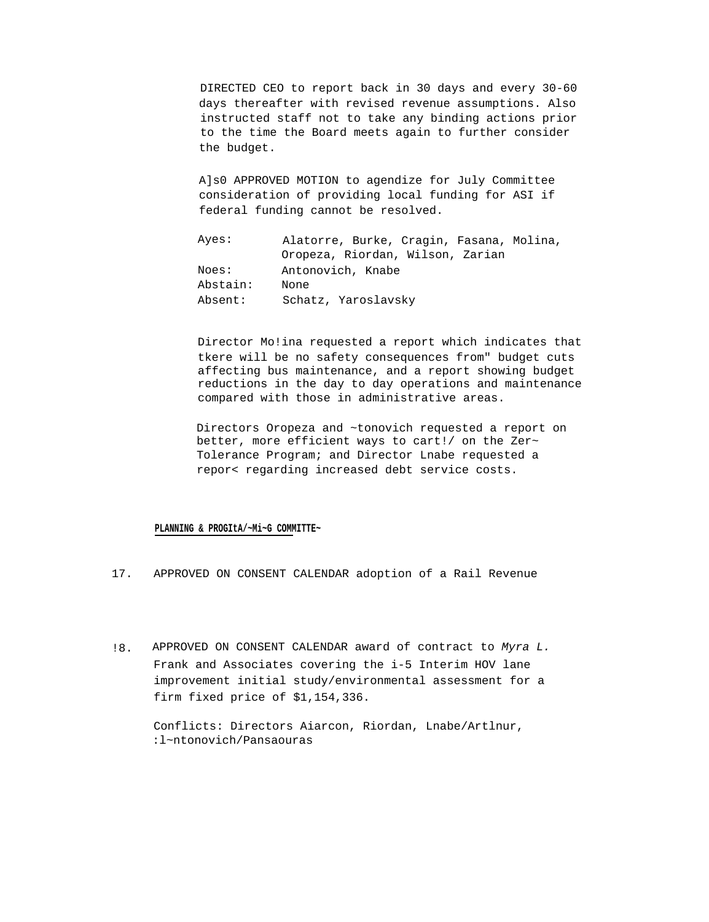DIRECTED CEO to report back in 30 days and every 30-60 days thereafter with revised revenue assumptions. Also instructed staff not to take any binding actions prior to the time the Board meets again to further consider the budget.

A]s0 APPROVED MOTION to agendize for July Committee consideration of providing local funding for ASI if federal funding cannot be resolved.

| | |
|---|---|
| Ayes: | Alatorre, Burke, Cragin, Fasana, Molina, Oropeza, Riordan, Wilson, Zarian |
| Noes: | Antonovich, Knabe |
| Abstain: | None |
| Absent: | Schatz, Yaroslavsky |

Director Mo!ina requested a report which indicates that tkere will be no safety consequences from" budget cuts affecting bus maintenance, and a report showing budget reductions in the day to day operations and maintenance compared with those in administrative areas.

Directors Oropeza and ~tonovich requested a report on better, more efficient ways to cart!/ on the Zer~ Tolerance Program; and Director Lnabe requested a repor< regarding increased debt service costs.

**PLANNING & PROGItA/~Mi~G COMMITTE~**

17. APPROVED ON CONSENT CALENDAR adoption of a Rail Revenue

!8. APPROVED ON CONSENT CALENDAR award of contract to *Myra L.* Frank and Associates covering the i-5 Interim HOV lane improvement initial study/environmental assessment for a firm fixed price of $1,154,336.

Conflicts: Directors Aiarcon, Riordan, Lnabe/Artlnur, :l~ntonovich/Pansaouras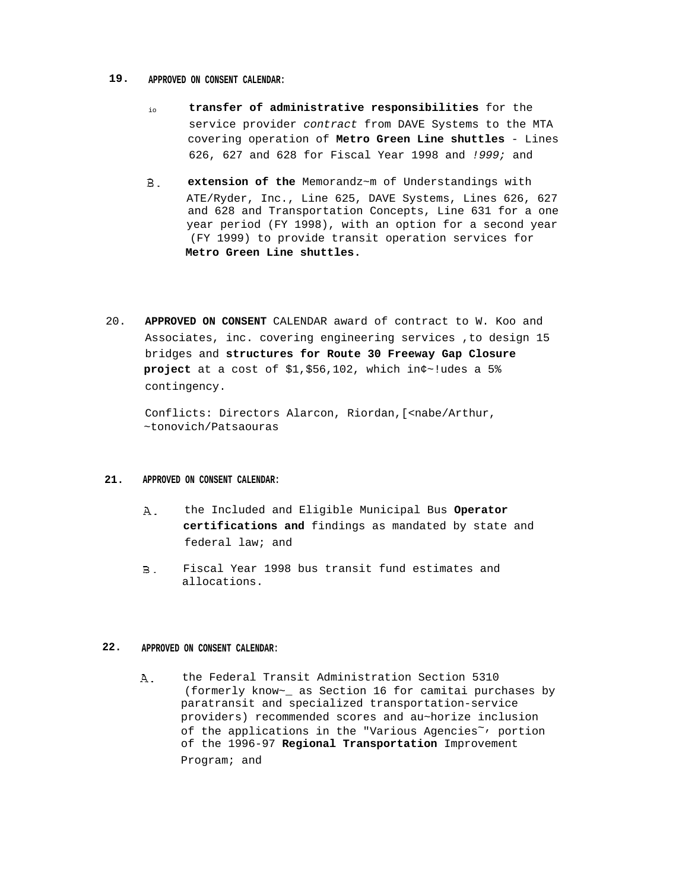19. **APPROVED ON CONSENT CALENDAR:**

io **transfer of administrative responsibilities** for the service provider *contract* from DAVE Systems to the MTA covering operation of **Metro Green Line shuttles** - Lines 626, 627 and 628 for Fiscal Year 1998 and *!999;* and

B. **extension of the** Memorandz~m of Understandings with ATE/Ryder, Inc., Line 625, DAVE Systems, Lines 626, 627 and 628 and Transportation Concepts, Line 631 for a one year period (FY 1998), with an option for a second year (FY 1999) to provide transit operation services for **Metro Green Line shuttles.**

20. **APPROVED ON CONSENT** CALENDAR award of contract to W. Koo and Associates, inc. covering engineering services ,to design 15 bridges and **structures for Route 30 Freeway Gap Closure project** at a cost of $1,$56,102, which in¢~!udes a 5% contingency.

Conflicts: Directors Alarcon, Riordan,[<nabe/Arthur, ~tonovich/Patsaouras

21. **APPROVED ON CONSENT CALENDAR:**

A. the Included and Eligible Municipal Bus **Operator certifications and** findings as mandated by state and federal law; and

B. Fiscal Year 1998 bus transit fund estimates and allocations.

22. **APPROVED ON CONSENT CALENDAR:**

A. the Federal Transit Administration Section 5310 (formerly know~_ as Section 16 for camitai purchases by paratransit and specialized transportation-service providers) recommended scores and au~horize inclusion of the applications in the "Various Agencies~, portion of the 1996-97 **Regional Transportation** Improvement Program; and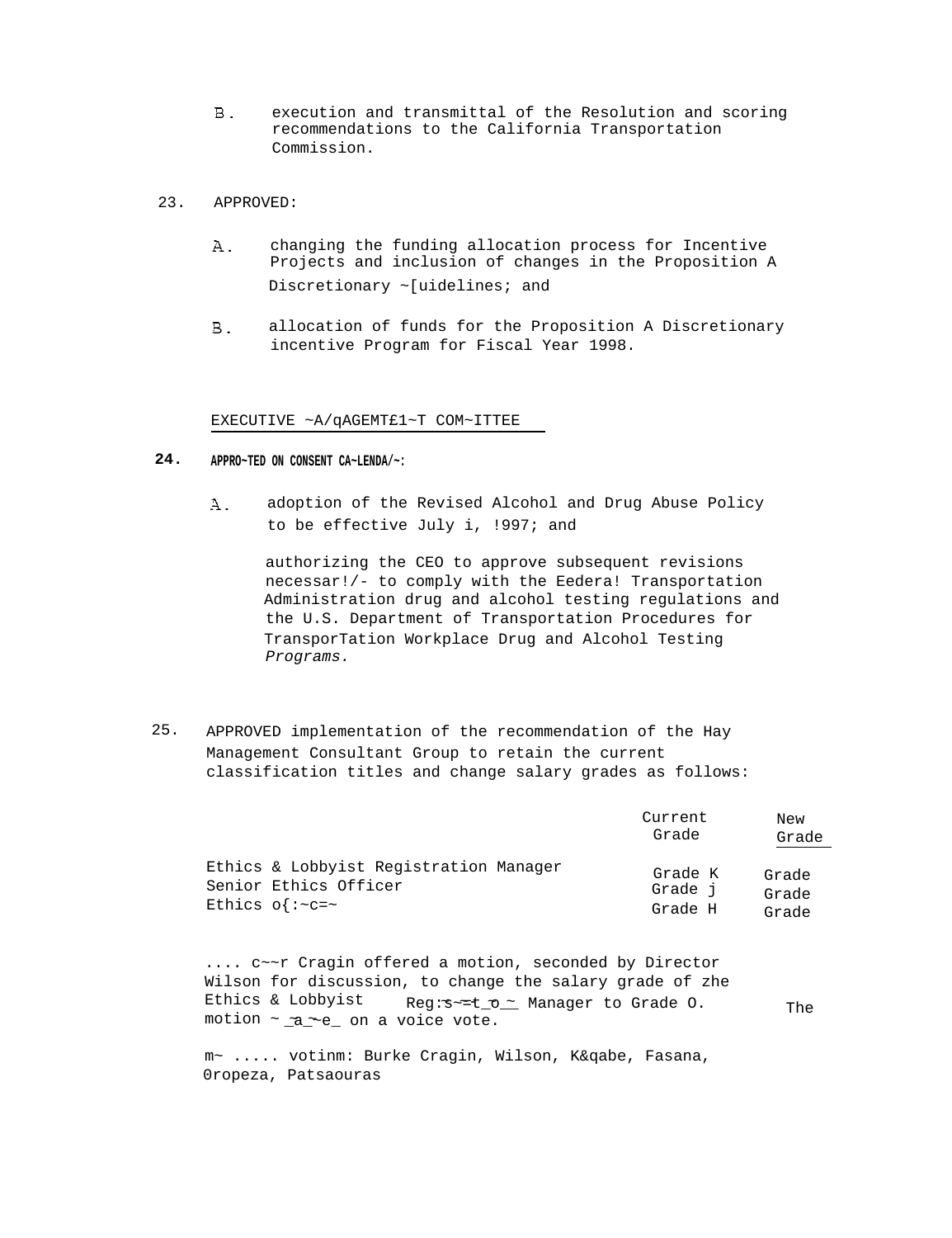B. execution and transmittal of the Resolution and scoring recommendations to the California Transportation Commission.

23. APPROVED:

A. changing the funding allocation process for Incentive Projects and inclusion of changes in the Proposition A Discretionary ~[uidelines; and

B. allocation of funds for the Proposition A Discretionary incentive Program for Fiscal Year 1998.

EXECUTIVE ~A/qAGEMT£1~T COM~ITTEE

**24. APPRO~TED ON CONSENT CA~LENDA/~:**

A. adoption of the Revised Alcohol and Drug Abuse Policy to be effective July i, !997; and

authorizing the CEO to approve subsequent revisions necessar!/- to comply with the Eedera! Transportation Administration drug and alcohol testing regulations and the U.S. Department of Transportation Procedures for TransporTation Workplace Drug and Alcohol Testing *Programs.*

25. APPROVED implementation of the recommendation of the Hay Management Consultant Group to retain the current classification titles and change salary grades as follows:

| | Current Grade | New Grade |
|---|---|---|
| Ethics & Lobbyist Registration Manager | Grade K | Grade |
| Senior Ethics Officer | Grade j | Grade |
| Ethics o{:~c=~ | Grade H | Grade |

.... c~~r Cragin offered a motion, seconded by Director Wilson for discussion, to change the salary grade of zhe Ethics & Lobbyist Reg:s~=t_o_~ Manager to Grade O. The motion ~_a_~e_ on a voice vote.

m~ ..... votinm: Burke Cragin, Wilson, K&qabe, Fasana, 0ropeza, Patsaouras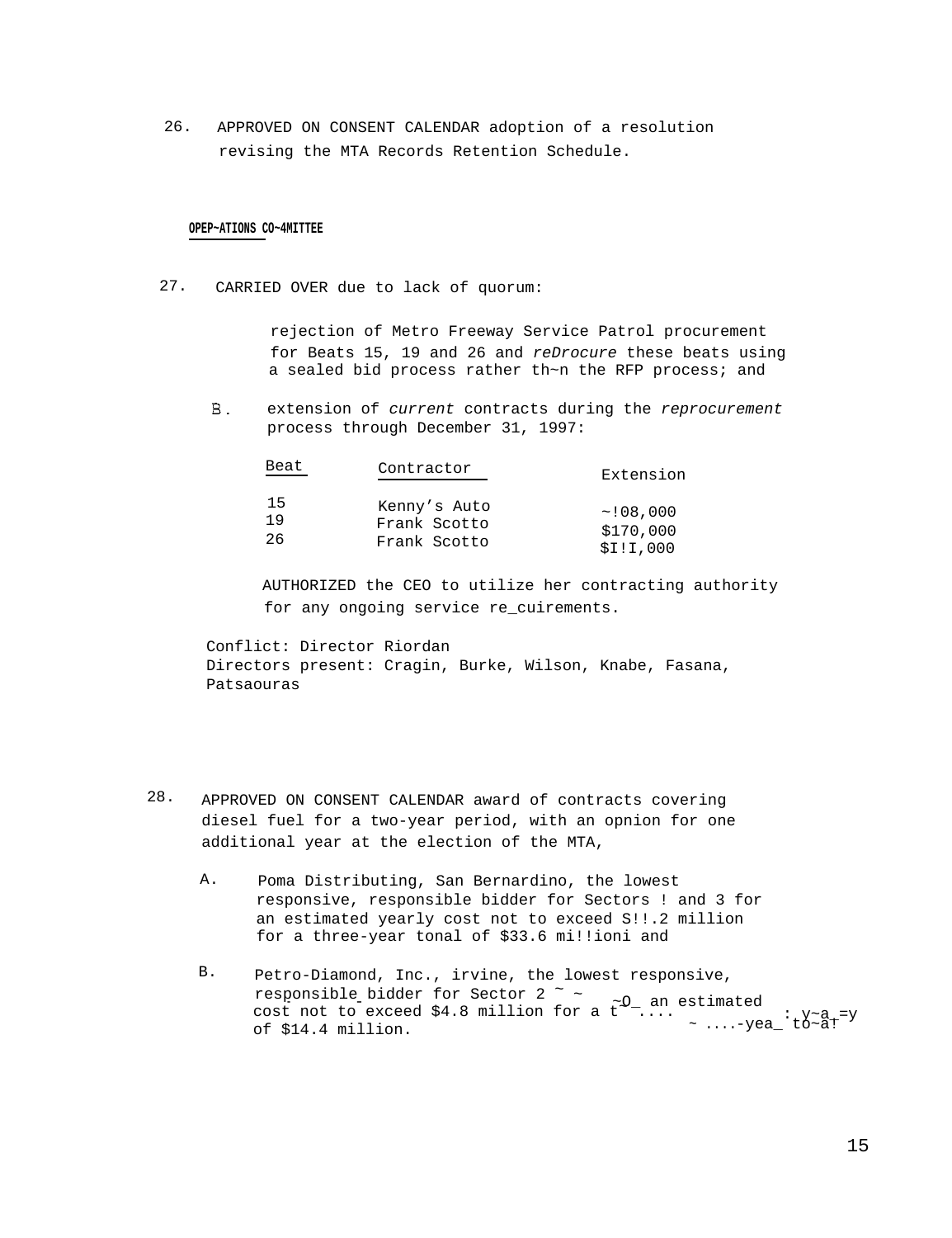26. APPROVED ON CONSENT CALENDAR adoption of a resolution revising the MTA Records Retention Schedule.

**OPEP~ATIONS CO~4MITTEE**

27. CARRIED OVER due to lack of quorum:

    rejection of Metro Freeway Service Patrol procurement for Beats 15, 19 and 26 and *reDrocure* these beats using a sealed bid process rather th~n the RFP process; and

    B. extension of *current* contracts during the *reprocurement* process through December 31, 1997:

| Beat | Contractor | Extension |
|---|---|---|
| 15 | Kenny's Auto | ~!08,000 |
| 19 | Frank Scotto | $170,000 |
| 26 | Frank Scotto | $I!I,000 |

    AUTHORIZED the CEO to utilize her contracting authority for any ongoing service re_cuirements.

Conflict: Director Riordan
Directors present: Cragin, Burke, Wilson, Knabe, Fasana, Patsaouras

28. APPROVED ON CONSENT CALENDAR award of contracts covering diesel fuel for a two-year period, with an opnion for one additional year at the election of the MTA,

    A. Poma Distributing, San Bernardino, the lowest responsive, responsible bidder for Sectors ! and 3 for an estimated yearly cost not to exceed S!!.2 million for a three-year tonal of $33.6 mi!!ioni and

    B. Petro-Diamond, Inc., irvine, the lowest responsive, responsible bidder for Sector 2 ~ ~O_ an estimated cost not to exceed $4.8 million for a t ~ ....-yea_ to~a! of $14.4 million.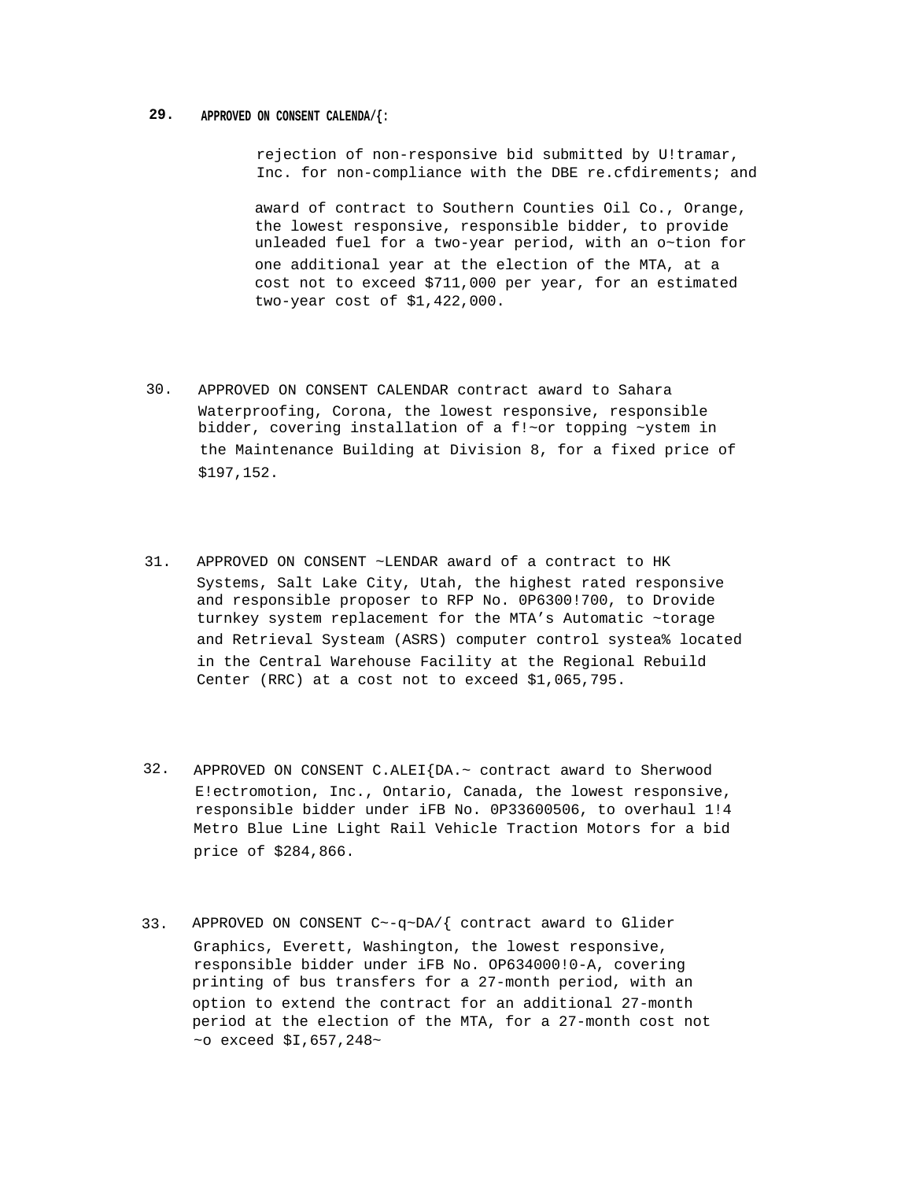29. **APPROVED ON CONSENT CALENDA/{:**

    rejection of non-responsive bid submitted by U!tramar, Inc. for non-compliance with the DBE re.cfdirements; and

    award of contract to Southern Counties Oil Co., Orange, the lowest responsive, responsible bidder, to provide unleaded fuel for a two-year period, with an o~tion for one additional year at the election of the MTA, at a cost not to exceed $711,000 per year, for an estimated two-year cost of $1,422,000.

30. APPROVED ON CONSENT CALENDAR contract award to Sahara Waterproofing, Corona, the lowest responsive, responsible bidder, covering installation of a f!~or topping ~ystem in the Maintenance Building at Division 8, for a fixed price of $197,152.

31. APPROVED ON CONSENT ~LENDAR award of a contract to HK Systems, Salt Lake City, Utah, the highest rated responsive and responsible proposer to RFP No. 0P6300!700, to Drovide turnkey system replacement for the MTA's Automatic ~torage and Retrieval Systeam (ASRS) computer control systea% located in the Central Warehouse Facility at the Regional Rebuild Center (RRC) at a cost not to exceed $1,065,795.

32. APPROVED ON CONSENT C.ALEI{DA.~ contract award to Sherwood E!ectromotion, Inc., Ontario, Canada, the lowest responsive, responsible bidder under iFB No. 0P33600506, to overhaul 1!4 Metro Blue Line Light Rail Vehicle Traction Motors for a bid price of $284,866.

33. APPROVED ON CONSENT C~-q~DA/{ contract award to Glider Graphics, Everett, Washington, the lowest responsive, responsible bidder under iFB No. OP634000!0-A, covering printing of bus transfers for a 27-month period, with an option to extend the contract for an additional 27-month period at the election of the MTA, for a 27-month cost not ~o exceed $I,657,248~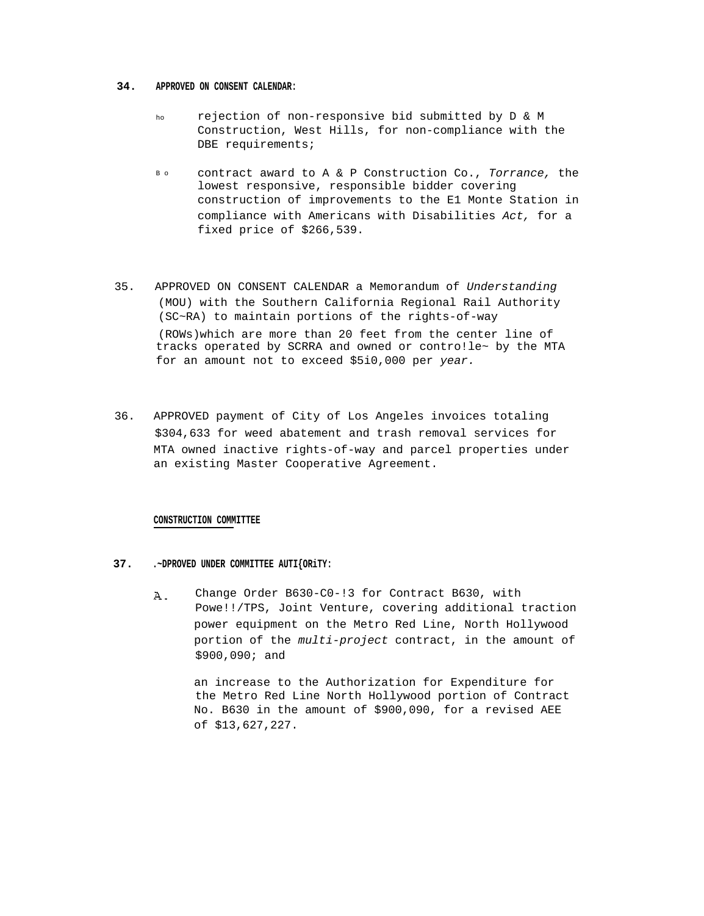34. **APPROVED ON CONSENT CALENDAR:**

ho rejection of non-responsive bid submitted by D & M Construction, West Hills, for non-compliance with the DBE requirements;

B o contract award to A & P Construction Co., *Torrance,* the lowest responsive, responsible bidder covering construction of improvements to the E1 Monte Station in compliance with Americans with Disabilities *Act,* for a fixed price of $266,539.

35. APPROVED ON CONSENT CALENDAR a Memorandum of *Understanding* (MOU) with the Southern California Regional Rail Authority (SC~RA) to maintain portions of the rights-of-way (ROWs)which are more than 20 feet from the center line of tracks operated by SCRRA and owned or contro!le~ by the MTA for an amount not to exceed $5i0,000 per *year.*

36. APPROVED payment of City of Los Angeles invoices totaling $304,633 for weed abatement and trash removal services for MTA owned inactive rights-of-way and parcel properties under an existing Master Cooperative Agreement.

**CONSTRUCTION COMMITTEE**

37. **.~DPROVED UNDER COMMITTEE AUTI{ORiTY:**

A. Change Order B630-C0-!3 for Contract B630, with Powe!!/TPS, Joint Venture, covering additional traction power equipment on the Metro Red Line, North Hollywood portion of the *multi-project* contract, in the amount of $900,090; and

an increase to the Authorization for Expenditure for the Metro Red Line North Hollywood portion of Contract No. B630 in the amount of $900,090, for a revised AEE of $13,627,227.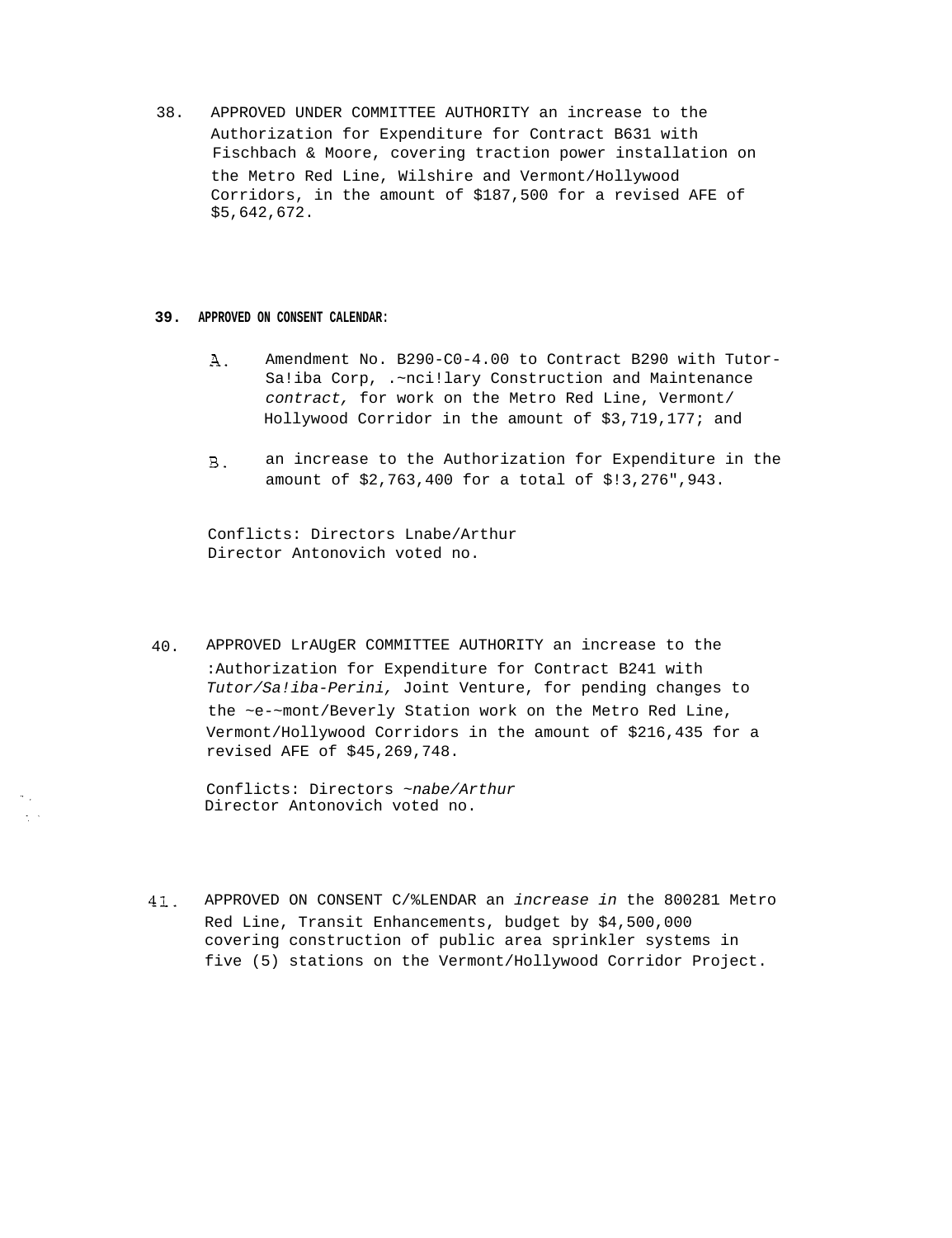38. APPROVED UNDER COMMITTEE AUTHORITY an increase to the Authorization for Expenditure for Contract B631 with Fischbach & Moore, covering traction power installation on the Metro Red Line, Wilshire and Vermont/Hollywood Corridors, in the amount of $187,500 for a revised AFE of $5,642,672.

39. **APPROVED ON CONSENT CALENDAR:**

   A. Amendment No. B290-C0-4.00 to Contract B290 with Tutor-Sa!iba Corp, .~nci!lary Construction and Maintenance *contract,* for work on the Metro Red Line, Vermont/ Hollywood Corridor in the amount of $3,719,177; and

   B. an increase to the Authorization for Expenditure in the amount of $2,763,400 for a total of $!3,276",943.

   Conflicts: Directors Lnabe/Arthur
   Director Antonovich voted no.

40. APPROVED LrAUgER COMMITTEE AUTHORITY an increase to the :Authorization for Expenditure for Contract B241 with *Tutor/Sa!iba-Perini,* Joint Venture, for pending changes to the ~e-~mont/Beverly Station work on the Metro Red Line, Vermont/Hollywood Corridors in the amount of $216,435 for a revised AFE of $45,269,748.

   Conflicts: Directors ~*nabe/Arthur*
   Director Antonovich voted no.

41. APPROVED ON CONSENT C/%LENDAR an *increase in* the 800281 Metro Red Line, Transit Enhancements, budget by $4,500,000 covering construction of public area sprinkler systems in five (5) stations on the Vermont/Hollywood Corridor Project.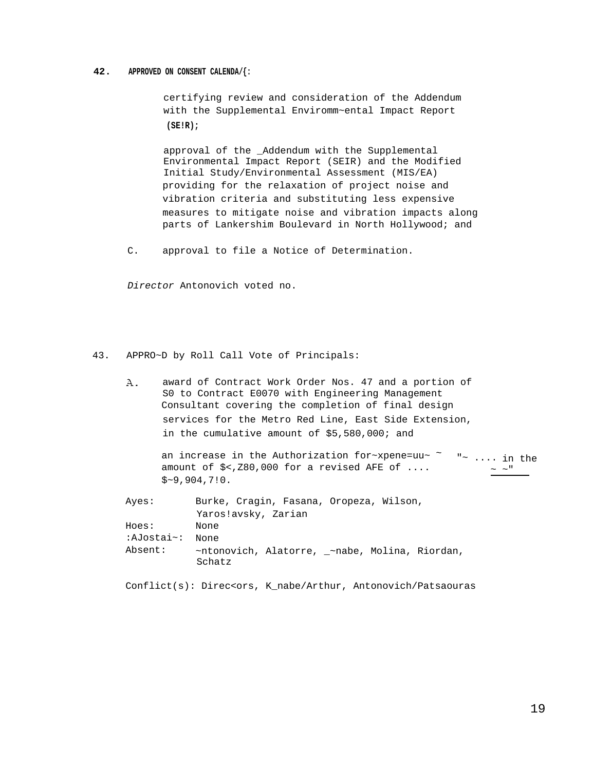42. **APPROVED ON CONSENT CALENDA/{:**

certifying review and consideration of the Addendum with the Supplemental Enviromm~ental Impact Report **(SE!R)**;

approval of the _Addendum with the Supplemental Environmental Impact Report (SEIR) and the Modified Initial Study/Environmental Assessment (MIS/EA) providing for the relaxation of project noise and vibration criteria and substituting less expensive measures to mitigate noise and vibration impacts along parts of Lankershim Boulevard in North Hollywood; and

C. approval to file a Notice of Determination.

*Director* Antonovich voted no.

43. APPRO~D by Roll Call Vote of Principals:

A. award of Contract Work Order Nos. 47 and a portion of S0 to Contract E0070 with Engineering Management Consultant covering the completion of final design services for the Metro Red Line, East Side Extension, in the cumulative amount of $5,580,000; and

an increase in the Authorization for~xpene=uu~ ~ "~ .... in the amount of $<,Z80,000 for a revised AFE of .... ~ ~" $~9,904,7!0.

| | |
|---|---|
| Ayes: | Burke, Cragin, Fasana, Oropeza, Wilson, Yaros!avsky, Zarian |
| Hoes: | None |
| :AJostai~: | None |
| Absent: | ~ntonovich, Alatorre, _~nabe, Molina, Riordan, Schatz |

Conflict(s): Direc<ors, K_nabe/Arthur, Antonovich/Patsaouras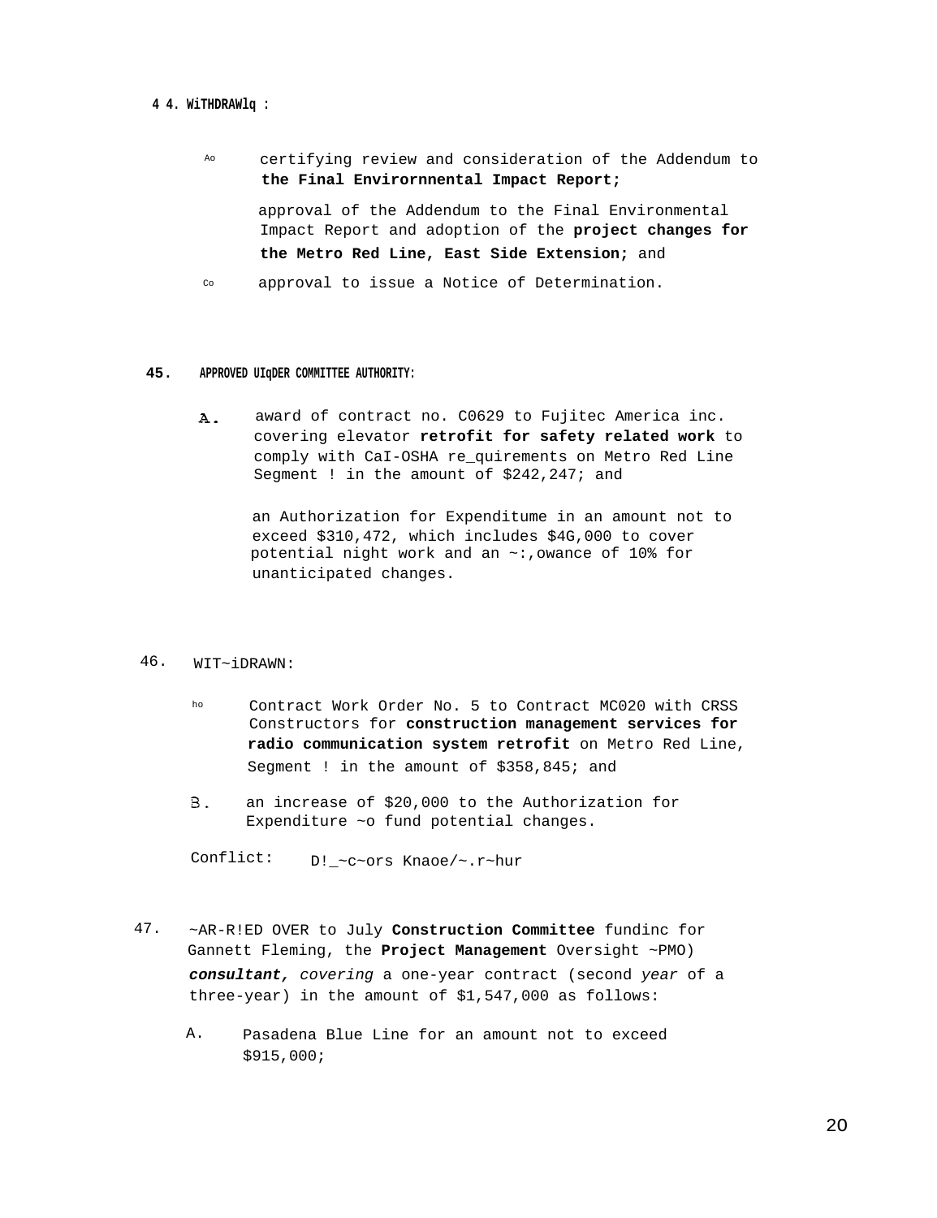4 4. **WiTHDRAWlq :**

Ao certifying review and consideration of the Addendum to **the Final Envirornnental Impact Report;**

approval of the Addendum to the Final Environmental Impact Report and adoption of the **project changes for the Metro Red Line, East Side Extension;** and

Co approval to issue a Notice of Determination.

**45. APPROVED UIqDER COMMITTEE AUTHORITY:**

A. award of contract no. C0629 to Fujitec America inc. covering elevator **retrofit for safety related work** to comply with CaI-OSHA re_quirements on Metro Red Line Segment ! in the amount of $242,247; and

an Authorization for Expenditume in an amount not to exceed $310,472, which includes $4G,000 to cover potential night work and an ~:,owance of 10% for unanticipated changes.

46. WIT~iDRAWN:

ho Contract Work Order No. 5 to Contract MC020 with CRSS Constructors for **construction management services for radio communication system retrofit** on Metro Red Line, Segment ! in the amount of $358,845; and

B. an increase of $20,000 to the Authorization for Expenditure ~o fund potential changes.

Conflict: D!_~c~ors Knaoe/~.r~hur

47. ~AR-R!ED OVER to July **Construction Committee** fundinc for Gannett Fleming, the **Project Management** Oversight ~PMO) ***consultant,*** *covering* a one-year contract (second *year* of a three-year) in the amount of $1,547,000 as follows:

A. Pasadena Blue Line for an amount not to exceed $915,000;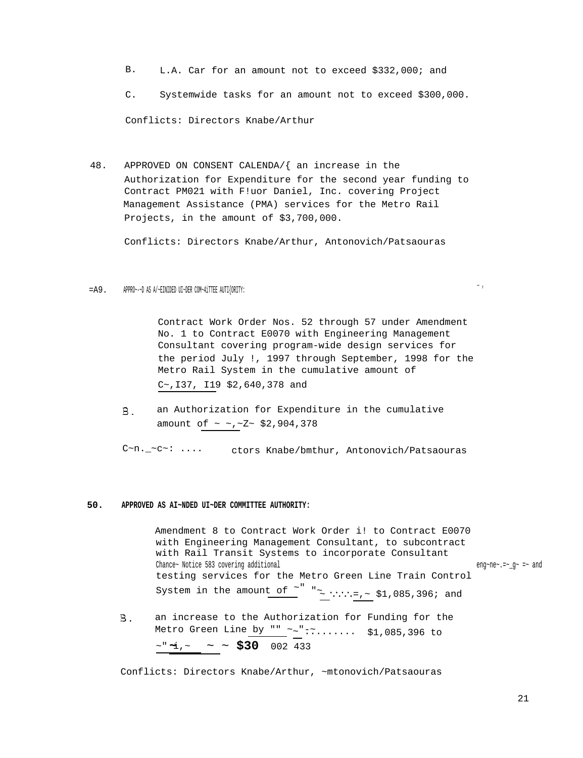B. L.A. Car for an amount not to exceed $332,000; and

C. Systemwide tasks for an amount not to exceed $300,000.

Conflicts: Directors Knabe/Arthur

48. APPROVED ON CONSENT CALENDA/{ an increase in the Authorization for Expenditure for the second year funding to Contract PM021 with F!uor Daniel, Inc. covering Project Management Assistance (PMA) services for the Metro Rail Projects, in the amount of $3,700,000.

Conflicts: Directors Knabe/Arthur, Antonovich/Patsaouras

=A9. APPRO~-~D AS A/~EINIDED UI~DER COM~4iTTEE AUTI{ORITY:

Contract Work Order Nos. 52 through 57 under Amendment No. 1 to Contract E0070 with Engineering Management Consultant covering program-wide design services for the period July !, 1997 through September, 1998 for the Metro Rail System in the cumulative amount of C~,I37, I19 $2,640,378 and

B. an Authorization for Expenditure in the cumulative amount of ~ ~,~Z~ $2,904,378

C~n._~c~: .... ctors Knabe/bmthur, Antonovich/Patsaouras

**50. APPROVED AS AI~NDED UI~DER COMMITTEE AUTHORITY:**

Amendment 8 to Contract Work Order i! to Contract E0070 with Engineering Management Consultant, to subcontract with Rail Transit Systems to incorporate Consultant Chance~ Notice 583 covering additional eng~ne~.=~_g~ =~ and testing services for the Metro Green Line Train Control System in the amount of ~" "~ ·.·.·.=,~ $1,085,396; and

B. an increase to the Authorization for Funding for the Metro Green Line by "" ~~"-~....... $1,085,396 to ~"~i,~ ~ ~ $30 002 433

Conflicts: Directors Knabe/Arthur, ~mtonovich/Patsaouras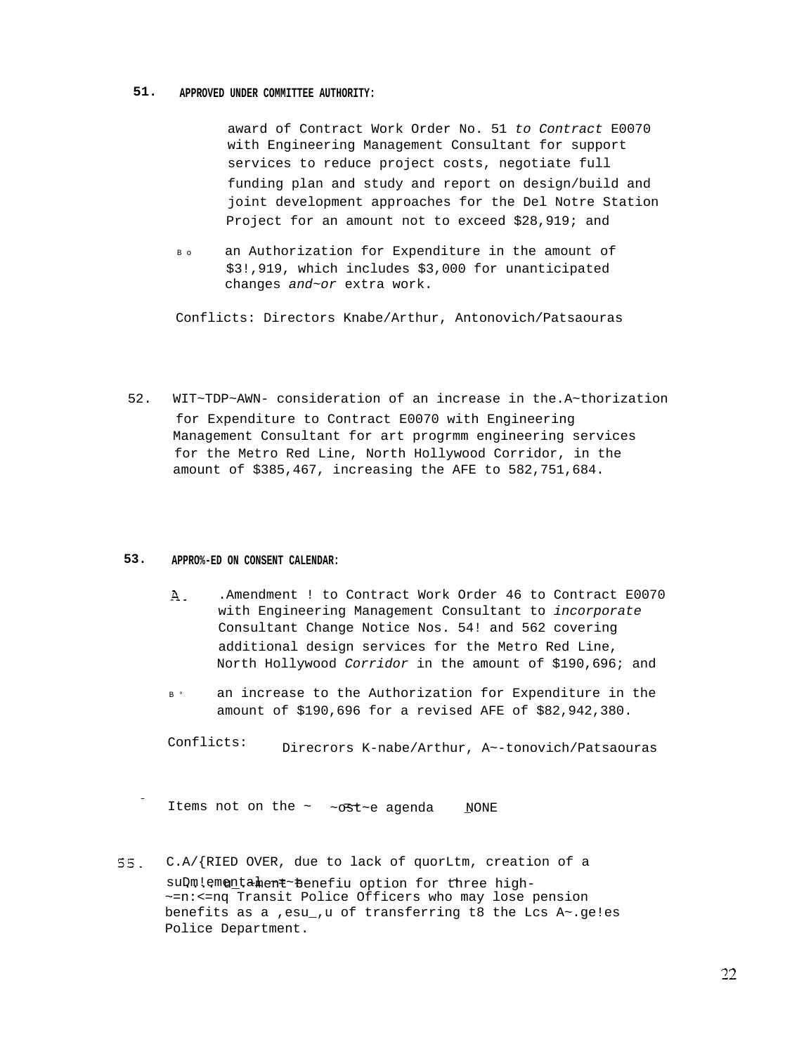51. **APPROVED UNDER COMMITTEE AUTHORITY:**

award of Contract Work Order No. 51 *to Contract* E0070 with Engineering Management Consultant for support services to reduce project costs, negotiate full funding plan and study and report on design/build and joint development approaches for the Del Notre Station Project for an amount not to exceed $28,919; and

B o an Authorization for Expenditure in the amount of $3!,919, which includes $3,000 for unanticipated changes *and~or* extra work.

Conflicts: Directors Knabe/Arthur, Antonovich/Patsaouras

52. WIT~TDP~AWN- consideration of an increase in the.A~thorization for Expenditure to Contract E0070 with Engineering Management Consultant for art progrmm engineering services for the Metro Red Line, North Hollywood Corridor, in the amount of $385,467, increasing the AFE to 582,751,684.

53. **APPRO%-ED ON CONSENT CALENDAR:**

A. .Amendment ! to Contract Work Order 46 to Contract E0070 with Engineering Management Consultant to *incorporate* Consultant Change Notice Nos. 54! and 562 covering additional design services for the Metro Red Line, North Hollywood *Corridor* in the amount of $190,696; and

B ° an increase to the Authorization for Expenditure in the amount of $190,696 for a revised AFE of $82,942,380.

Conflicts: Direcrors K-nabe/Arthur, A~-tonovich/Patsaouras

- Items not on the ~ ~ost~e agenda NONE

55. C.A/{RIED OVER, due to lack of quorLtm, creation of a suDp!ementa!_r~t~ement benefiu option for three high- ~=n:<=nq Transit Police Officers who may lose pension benefits as a ,esu_,u of transferring t8 the Lcs A~.ge!es Police Department.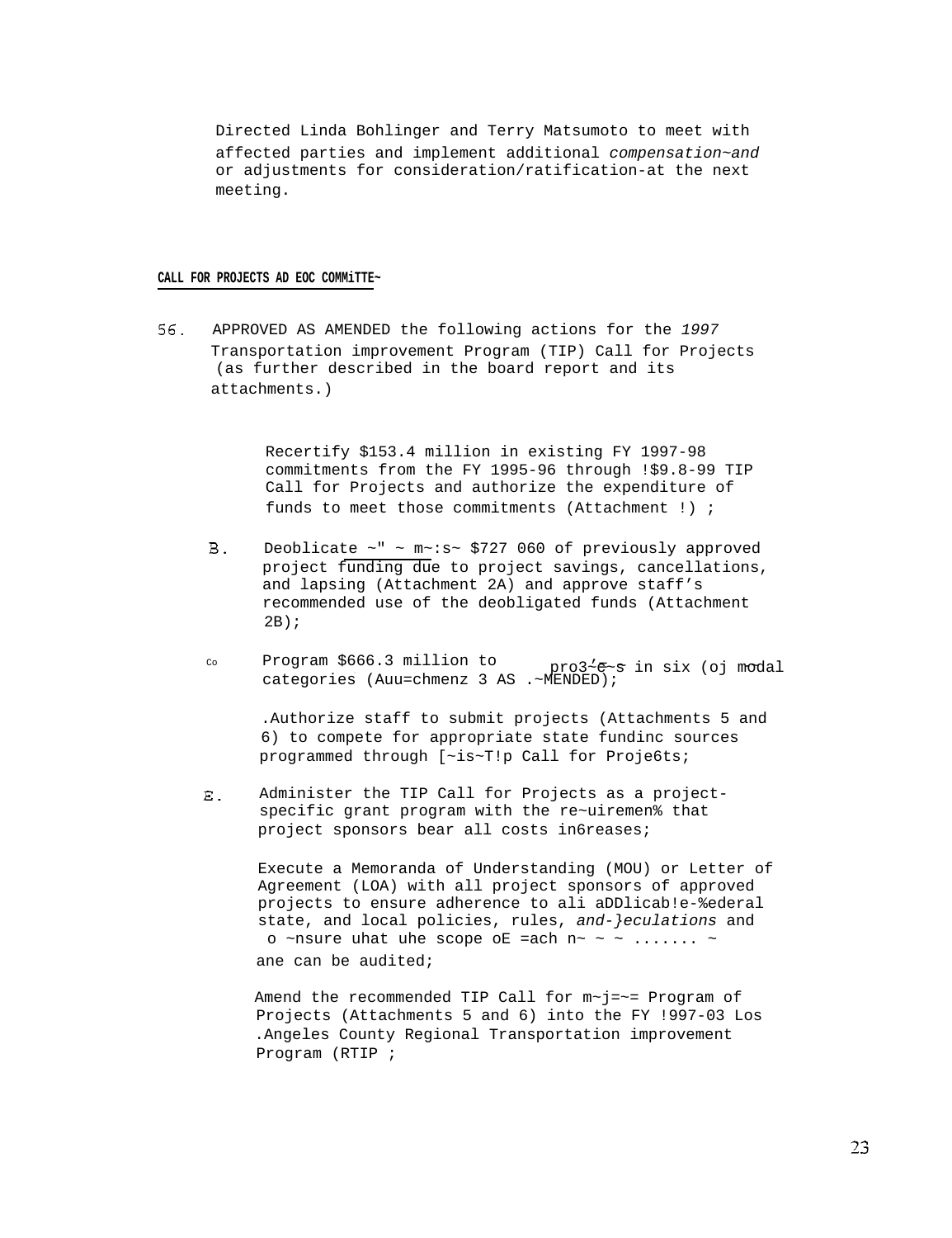Directed Linda Bohlinger and Terry Matsumoto to meet with affected parties and implement additional *compensation~and* or adjustments for consideration/ratification-at the next meeting.

**CALL FOR PROJECTS AD EOC COMMiTTE~**

56. APPROVED AS AMENDED the following actions for the *1997* Transportation improvement Program (TIP) Call for Projects (as further described in the board report and its attachments.)

Recertify $153.4 million in existing FY 1997-98 commitments from the FY 1995-96 through !$9.8-99 TIP Call for Projects and authorize the expenditure of funds to meet those commitments (Attachment !) ;

B. Deoblicate ~" ~ m~:s~ $727 060 of previously approved project funding due to project savings, cancellations, and lapsing (Attachment 2A) and approve staff's recommended use of the deobligated funds (Attachment 2B);

Co Program $666.3 million to pro3~e~s in six (oj modal categories (Auu=chmenz 3 AS .~MENDED);

.Authorize staff to submit projects (Attachments 5 and 6) to compete for appropriate state fundinc sources programmed through [~is~T!p Call for Proje6ts;

E. Administer the TIP Call for Projects as a project-specific grant program with the re~uiremen% that project sponsors bear all costs in6reases;

Execute a Memoranda of Understanding (MOU) or Letter of Agreement (LOA) with all project sponsors of approved projects to ensure adherence to ali aDDlicab!e-%ederal state, and local policies, rules, *and-}eculations* and o ~nsure uhat uhe scope oE =ach n~ ~ ~ ....... ~ ane can be audited;

Amend the recommended TIP Call for m~j=~= Program of Projects (Attachments 5 and 6) into the FY !997-03 Los .Angeles County Regional Transportation improvement Program (RTIP ;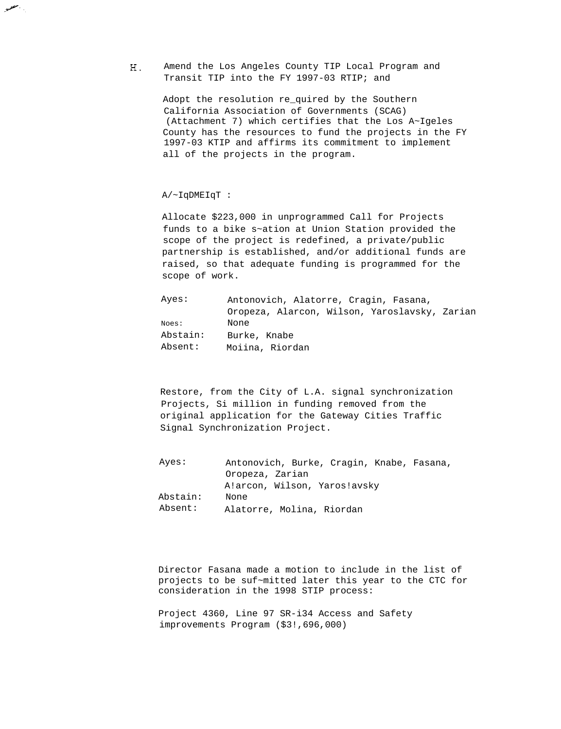H. Amend the Los Angeles County TIP Local Program and Transit TIP into the FY 1997-03 RTIP; and

Adopt the resolution re_quired by the Southern California Association of Governments (SCAG) (Attachment 7) which certifies that the Los A~Igeles County has the resources to fund the projects in the FY 1997-03 KTIP and affirms its commitment to implement all of the projects in the program.

A/~IqDMEIqT :

Allocate $223,000 in unprogrammed Call for Projects funds to a bike s~ation at Union Station provided the scope of the project is redefined, a private/public partnership is established, and/or additional funds are raised, so that adequate funding is programmed for the scope of work.

| | |
|---|---|
| Ayes: | Antonovich, Alatorre, Cragin, Fasana, Oropeza, Alarcon, Wilson, Yaroslavsky, Zarian |
| Noes: | None |
| Abstain: | Burke, Knabe |
| Absent: | Moiina, Riordan |

Restore, from the City of L.A. signal synchronization Projects, Si million in funding removed from the original application for the Gateway Cities Traffic Signal Synchronization Project.

| | |
|---|---|
| Ayes: | Antonovich, Burke, Cragin, Knabe, Fasana, Oropeza, Zarian A!arcon, Wilson, Yaros!avsky |
| Abstain: | None |
| Absent: | Alatorre, Molina, Riordan |

Director Fasana made a motion to include in the list of projects to be suf~mitted later this year to the CTC for consideration in the 1998 STIP process:

Project 4360, Line 97 SR-i34 Access and Safety improvements Program ($3!,696,000)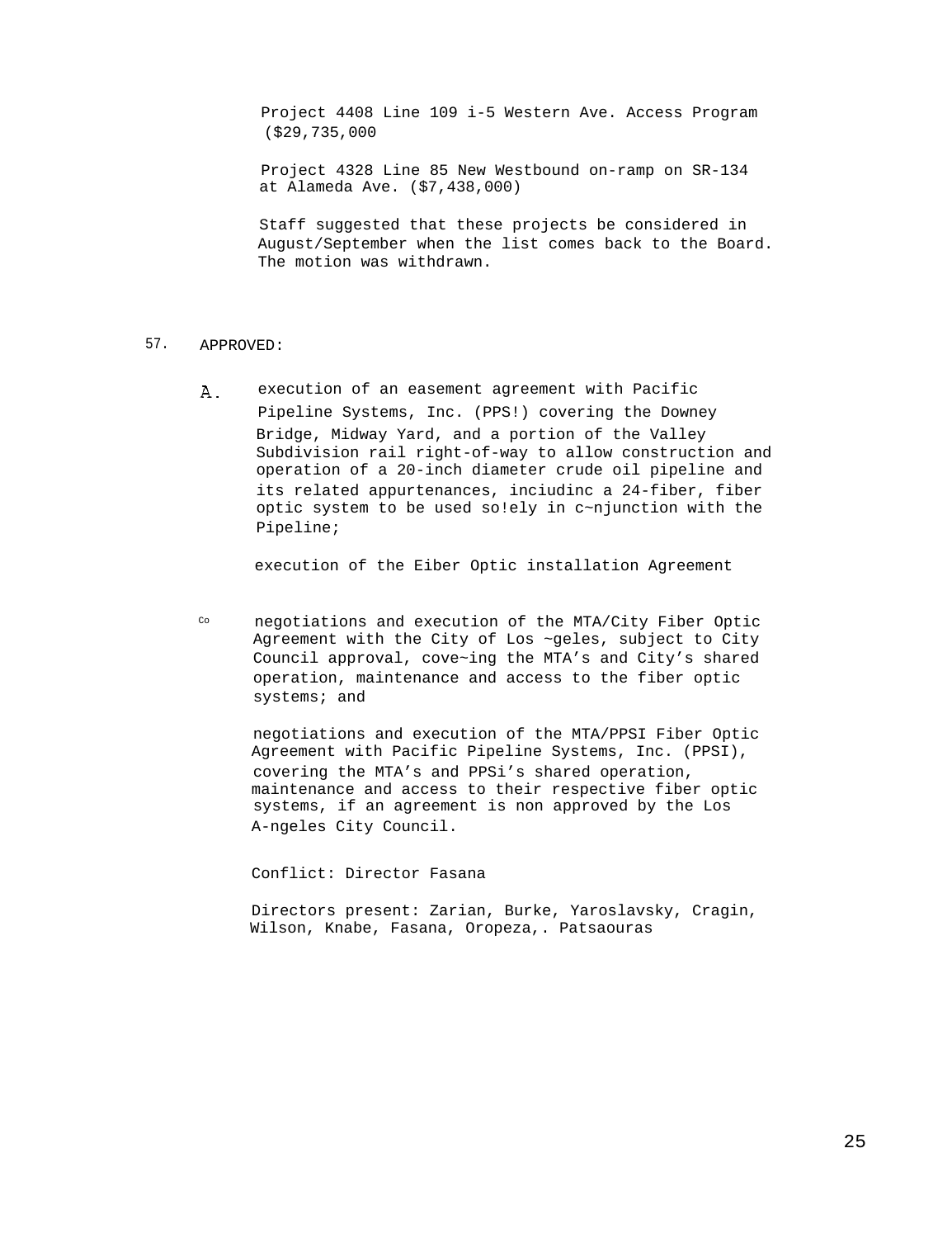Project 4408 Line 109 i-5 Western Ave. Access Program ($29,735,000

Project 4328 Line 85 New Westbound on-ramp on SR-134 at Alameda Ave. ($7,438,000)

Staff suggested that these projects be considered in August/September when the list comes back to the Board. The motion was withdrawn.

57. APPROVED:

A. execution of an easement agreement with Pacific Pipeline Systems, Inc. (PPS!) covering the Downey Bridge, Midway Yard, and a portion of the Valley Subdivision rail right-of-way to allow construction and operation of a 20-inch diameter crude oil pipeline and its related appurtenances, inciudinc a 24-fiber, fiber optic system to be used so!ely in c~njunction with the Pipeline;

execution of the Eiber Optic installation Agreement

Co negotiations and execution of the MTA/City Fiber Optic Agreement with the City of Los ~geles, subject to City Council approval, cove~ing the MTA's and City's shared operation, maintenance and access to the fiber optic systems; and

negotiations and execution of the MTA/PPSI Fiber Optic Agreement with Pacific Pipeline Systems, Inc. (PPSI), covering the MTA's and PPSi's shared operation, maintenance and access to their respective fiber optic systems, if an agreement is non approved by the Los A-ngeles City Council.

Conflict: Director Fasana

Directors present: Zarian, Burke, Yaroslavsky, Cragin, Wilson, Knabe, Fasana, Oropeza,. Patsaouras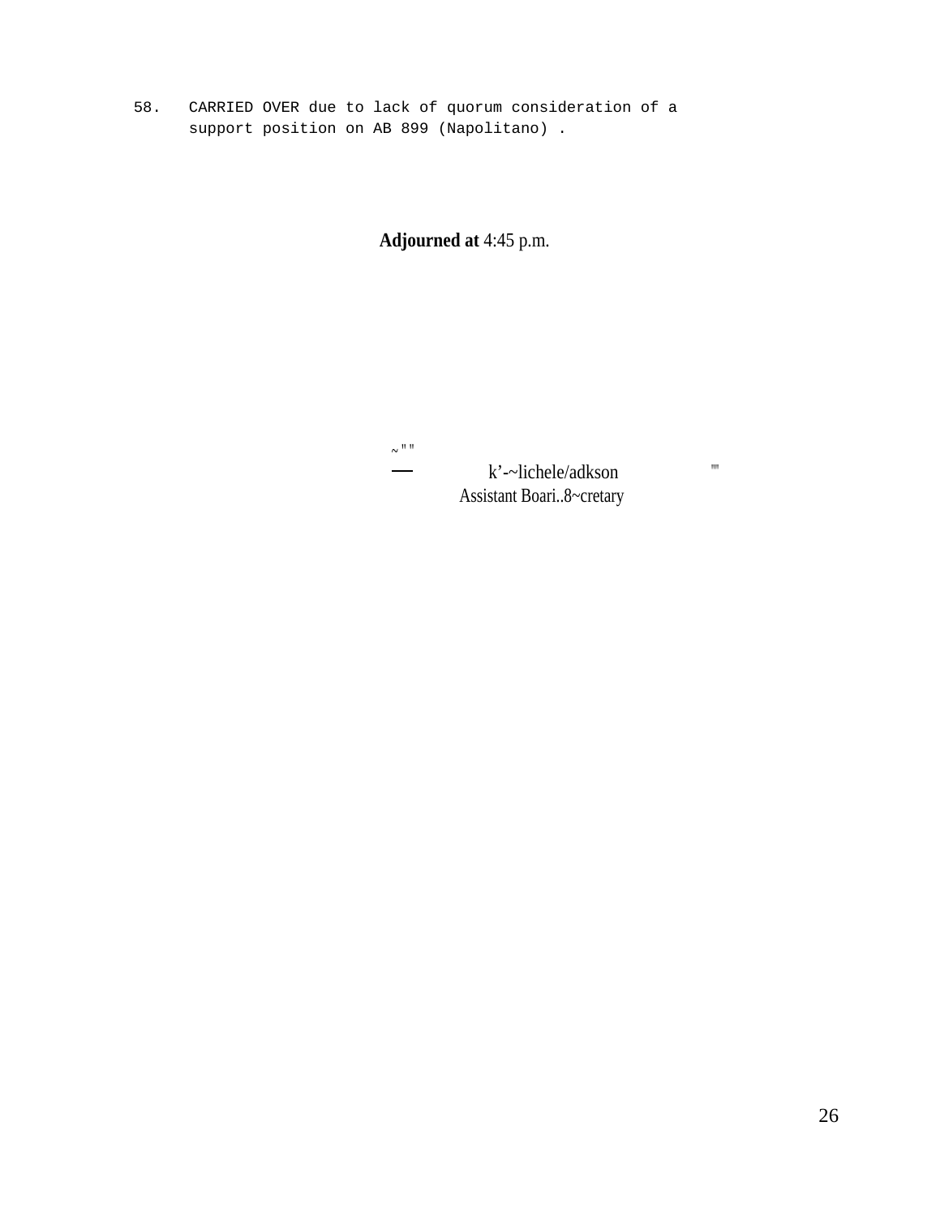58. CARRIED OVER due to lack of quorum consideration of a support position on AB 899 (Napolitano) .

**Adjourned at** 4:45 p.m.

~ " "

— k'-~lichele/adkson ""

Assistant Boari..8~cretary